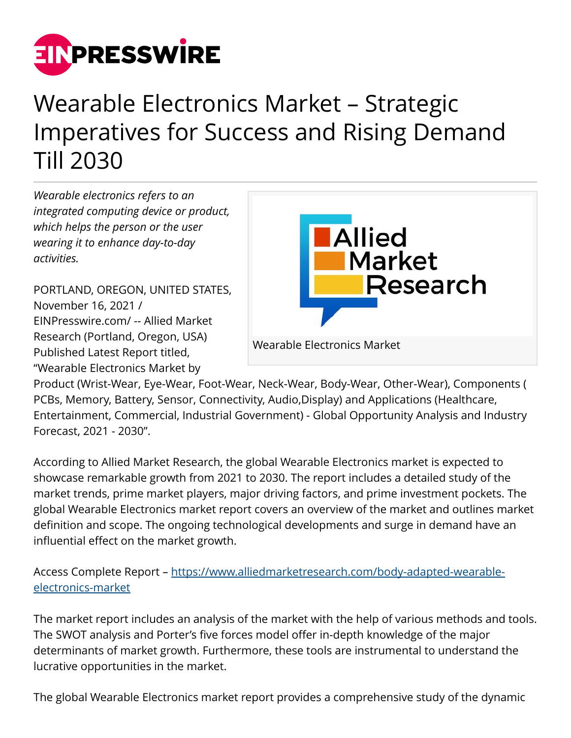# Wearable Electronics Market – Strategic Imperatives for Success and Rising Demand Till 2030

*Wearable electronics refers to an integrated computing device or product, which helps the person or the user wearing it to enhance day-to-day activities.*

Wearable Electronics Market

PORTLAND, OREGON, UNITED STATES, November 16, 2021 / EINPresswire.com/ -- Allied Market Research (Portland, Oregon, USA) Published Latest Report titled, "Wearable Electronics Market by Product (Wrist-Wear, Eye-Wear, Foot-Wear, Neck-Wear, Body-Wear, Other-Wear), Components ( PCBs, Memory, Battery, Sensor, Connectivity, Audio,Display) and Applications (Healthcare, Entertainment, Commercial, Industrial Government) - Global Opportunity Analysis and Industry Forecast, 2021 - 2030".

According to Allied Market Research, the global Wearable Electronics market is expected to showcase remarkable growth from 2021 to 2030. The report includes a detailed study of the market trends, prime market players, major driving factors, and prime investment pockets. The global Wearable Electronics market report covers an overview of the market and outlines market definition and scope. The ongoing technological developments and surge in demand have an influential effect on the market growth.

Access Complete Report – https://www.alliedmarketresearch.com/body-adapted-wearable-electronics-market

The market report includes an analysis of the market with the help of various methods and tools. The SWOT analysis and Porter's five forces model offer in-depth knowledge of the major determinants of market growth. Furthermore, these tools are instrumental to understand the lucrative opportunities in the market.

The global Wearable Electronics market report provides a comprehensive study of the dynamic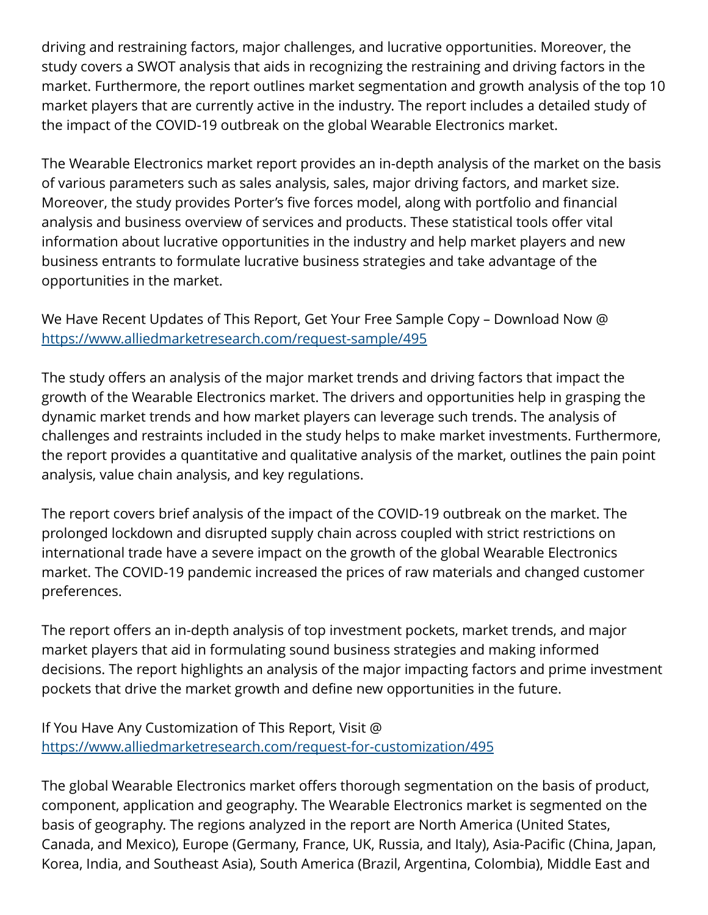driving and restraining factors, major challenges, and lucrative opportunities. Moreover, the study covers a SWOT analysis that aids in recognizing the restraining and driving factors in the market. Furthermore, the report outlines market segmentation and growth analysis of the top 10 market players that are currently active in the industry. The report includes a detailed study of the impact of the COVID-19 outbreak on the global Wearable Electronics market.

The Wearable Electronics market report provides an in-depth analysis of the market on the basis of various parameters such as sales analysis, sales, major driving factors, and market size. Moreover, the study provides Porter's five forces model, along with portfolio and financial analysis and business overview of services and products. These statistical tools offer vital information about lucrative opportunities in the industry and help market players and new business entrants to formulate lucrative business strategies and take advantage of the opportunities in the market.

We Have Recent Updates of This Report, Get Your Free Sample Copy – Download Now @ [https://www.alliedmarketresearch.com/request-sample/495](https://www.alliedmarketresearch.com/request-sample/495)

The study offers an analysis of the major market trends and driving factors that impact the growth of the Wearable Electronics market. The drivers and opportunities help in grasping the dynamic market trends and how market players can leverage such trends. The analysis of challenges and restraints included in the study helps to make market investments. Furthermore, the report provides a quantitative and qualitative analysis of the market, outlines the pain point analysis, value chain analysis, and key regulations.

The report covers brief analysis of the impact of the COVID-19 outbreak on the market. The prolonged lockdown and disrupted supply chain across coupled with strict restrictions on international trade have a severe impact on the growth of the global Wearable Electronics market. The COVID-19 pandemic increased the prices of raw materials and changed customer preferences.

The report offers an in-depth analysis of top investment pockets, market trends, and major market players that aid in formulating sound business strategies and making informed decisions. The report highlights an analysis of the major impacting factors and prime investment pockets that drive the market growth and define new opportunities in the future.

If You Have Any Customization of This Report, Visit @ [https://www.alliedmarketresearch.com/request-for-customization/495](https://www.alliedmarketresearch.com/request-for-customization/495)

The global Wearable Electronics market offers thorough segmentation on the basis of product, component, application and geography. The Wearable Electronics market is segmented on the basis of geography. The regions analyzed in the report are North America (United States, Canada, and Mexico), Europe (Germany, France, UK, Russia, and Italy), Asia-Pacific (China, Japan, Korea, India, and Southeast Asia), South America (Brazil, Argentina, Colombia), Middle East and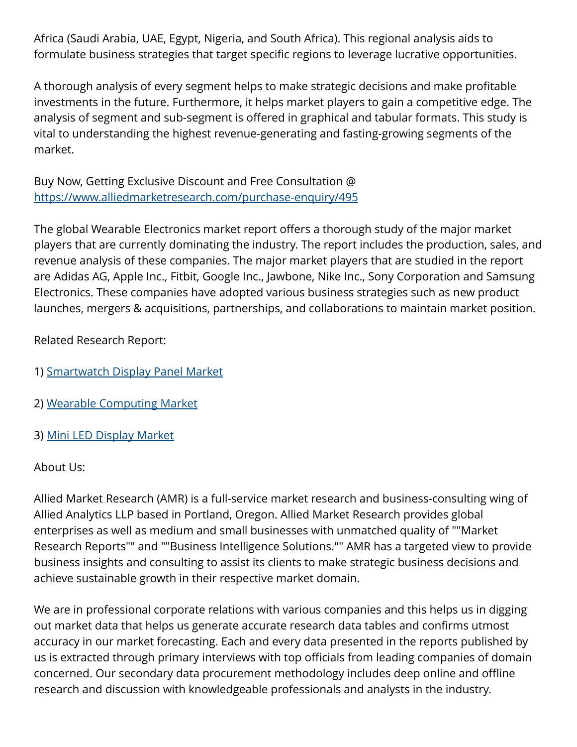Africa (Saudi Arabia, UAE, Egypt, Nigeria, and South Africa). This regional analysis aids to formulate business strategies that target specific regions to leverage lucrative opportunities.

A thorough analysis of every segment helps to make strategic decisions and make profitable investments in the future. Furthermore, it helps market players to gain a competitive edge. The analysis of segment and sub-segment is offered in graphical and tabular formats. This study is vital to understanding the highest revenue-generating and fasting-growing segments of the market.

Buy Now, Getting Exclusive Discount and Free Consultation @
[https://www.alliedmarketresearch.com/purchase-enquiry/495](https://www.alliedmarketresearch.com/purchase-enquiry/495)

The global Wearable Electronics market report offers a thorough study of the major market players that are currently dominating the industry. The report includes the production, sales, and revenue analysis of these companies. The major market players that are studied in the report are Adidas AG, Apple Inc., Fitbit, Google Inc., Jawbone, Nike Inc., Sony Corporation and Samsung Electronics. These companies have adopted various business strategies such as new product launches, mergers & acquisitions, partnerships, and collaborations to maintain market position.

Related Research Report:

1) Smartwatch Display Panel Market

2) Wearable Computing Market

3) Mini LED Display Market

About Us:

Allied Market Research (AMR) is a full-service market research and business-consulting wing of Allied Analytics LLP based in Portland, Oregon. Allied Market Research provides global enterprises as well as medium and small businesses with unmatched quality of ""Market Research Reports"" and ""Business Intelligence Solutions."" AMR has a targeted view to provide business insights and consulting to assist its clients to make strategic business decisions and achieve sustainable growth in their respective market domain.

We are in professional corporate relations with various companies and this helps us in digging out market data that helps us generate accurate research data tables and confirms utmost accuracy in our market forecasting. Each and every data presented in the reports published by us is extracted through primary interviews with top officials from leading companies of domain concerned. Our secondary data procurement methodology includes deep online and offline research and discussion with knowledgeable professionals and analysts in the industry.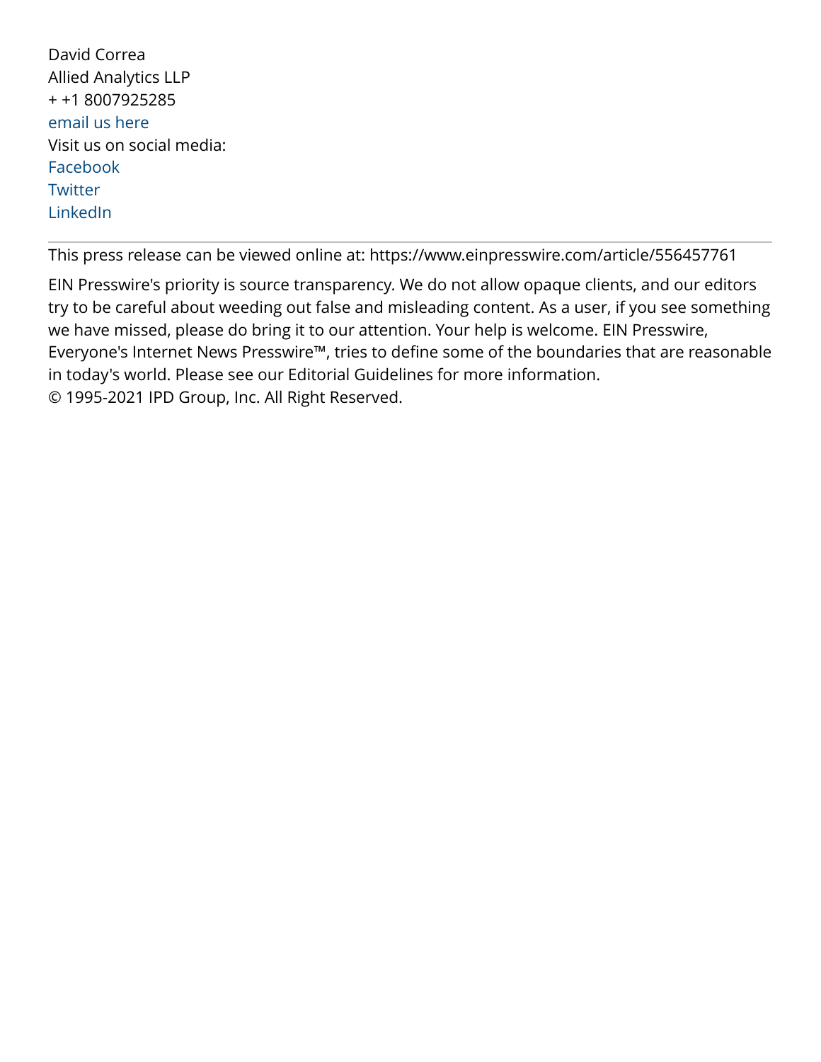David Correa
Allied Analytics LLP
+ +1 8007925285
email us here
Visit us on social media:
Facebook
Twitter
LinkedIn

---

This press release can be viewed online at: https://www.einpresswire.com/article/556457761

EIN Presswire's priority is source transparency. We do not allow opaque clients, and our editors try to be careful about weeding out false and misleading content. As a user, if you see something we have missed, please do bring it to our attention. Your help is welcome. EIN Presswire, Everyone's Internet News Presswire™, tries to define some of the boundaries that are reasonable in today's world. Please see our Editorial Guidelines for more information.
© 1995-2021 IPD Group, Inc. All Right Reserved.